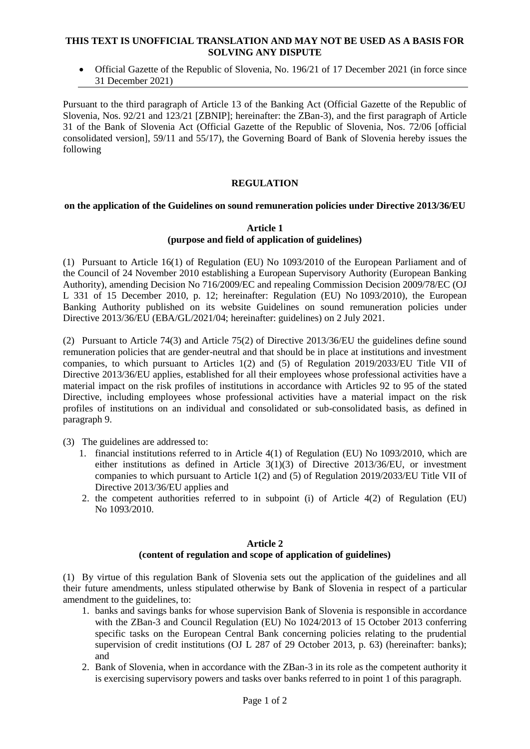**THIS TEXT IS UNOFFICIAL TRANSLATION AND MAY NOT BE USED AS A BASIS FOR SOLVING ANY DISPUTE**

- Official Gazette of the Republic of Slovenia, No. 196/21 of 17 December 2021 (in force since 31 December 2021)

---

Pursuant to the third paragraph of Article 13 of the Banking Act (Official Gazette of the Republic of Slovenia, Nos. 92/21 and 123/21 [ZBNIP]; hereinafter: the ZBan-3), and the first paragraph of Article 31 of the Bank of Slovenia Act (Official Gazette of the Republic of Slovenia, Nos. 72/06 [official consolidated version], 59/11 and 55/17), the Governing Board of Bank of Slovenia hereby issues the following

# REGULATION

## on the application of the Guidelines on sound remuneration policies under Directive 2013/36/EU

### Article 1
### (purpose and field of application of guidelines)

(1) Pursuant to Article 16(1) of Regulation (EU) No 1093/2010 of the European Parliament and of the Council of 24 November 2010 establishing a European Supervisory Authority (European Banking Authority), amending Decision No 716/2009/EC and repealing Commission Decision 2009/78/EC (OJ L 331 of 15 December 2010, p. 12; hereinafter: Regulation (EU) No 1093/2010), the European Banking Authority published on its website Guidelines on sound remuneration policies under Directive 2013/36/EU (EBA/GL/2021/04; hereinafter: guidelines) on 2 July 2021.

(2) Pursuant to Article 74(3) and Article 75(2) of Directive 2013/36/EU the guidelines define sound remuneration policies that are gender-neutral and that should be in place at institutions and investment companies, to which pursuant to Articles 1(2) and (5) of Regulation 2019/2033/EU Title VII of Directive 2013/36/EU applies, established for all their employees whose professional activities have a material impact on the risk profiles of institutions in accordance with Articles 92 to 95 of the stated Directive, including employees whose professional activities have a material impact on the risk profiles of institutions on an individual and consolidated or sub-consolidated basis, as defined in paragraph 9.

(3) The guidelines are addressed to:

1. financial institutions referred to in Article 4(1) of Regulation (EU) No 1093/2010, which are either institutions as defined in Article 3(1)(3) of Directive 2013/36/EU, or investment companies to which pursuant to Article 1(2) and (5) of Regulation 2019/2033/EU Title VII of Directive 2013/36/EU applies and
2. the competent authorities referred to in subpoint (i) of Article 4(2) of Regulation (EU) No 1093/2010.

### Article 2
### (content of regulation and scope of application of guidelines)

(1) By virtue of this regulation Bank of Slovenia sets out the application of the guidelines and all their future amendments, unless stipulated otherwise by Bank of Slovenia in respect of a particular amendment to the guidelines, to:

1. banks and savings banks for whose supervision Bank of Slovenia is responsible in accordance with the ZBan-3 and Council Regulation (EU) No 1024/2013 of 15 October 2013 conferring specific tasks on the European Central Bank concerning policies relating to the prudential supervision of credit institutions (OJ L 287 of 29 October 2013, p. 63) (hereinafter: banks); and
2. Bank of Slovenia, when in accordance with the ZBan-3 in its role as the competent authority it is exercising supervisory powers and tasks over banks referred to in point 1 of this paragraph.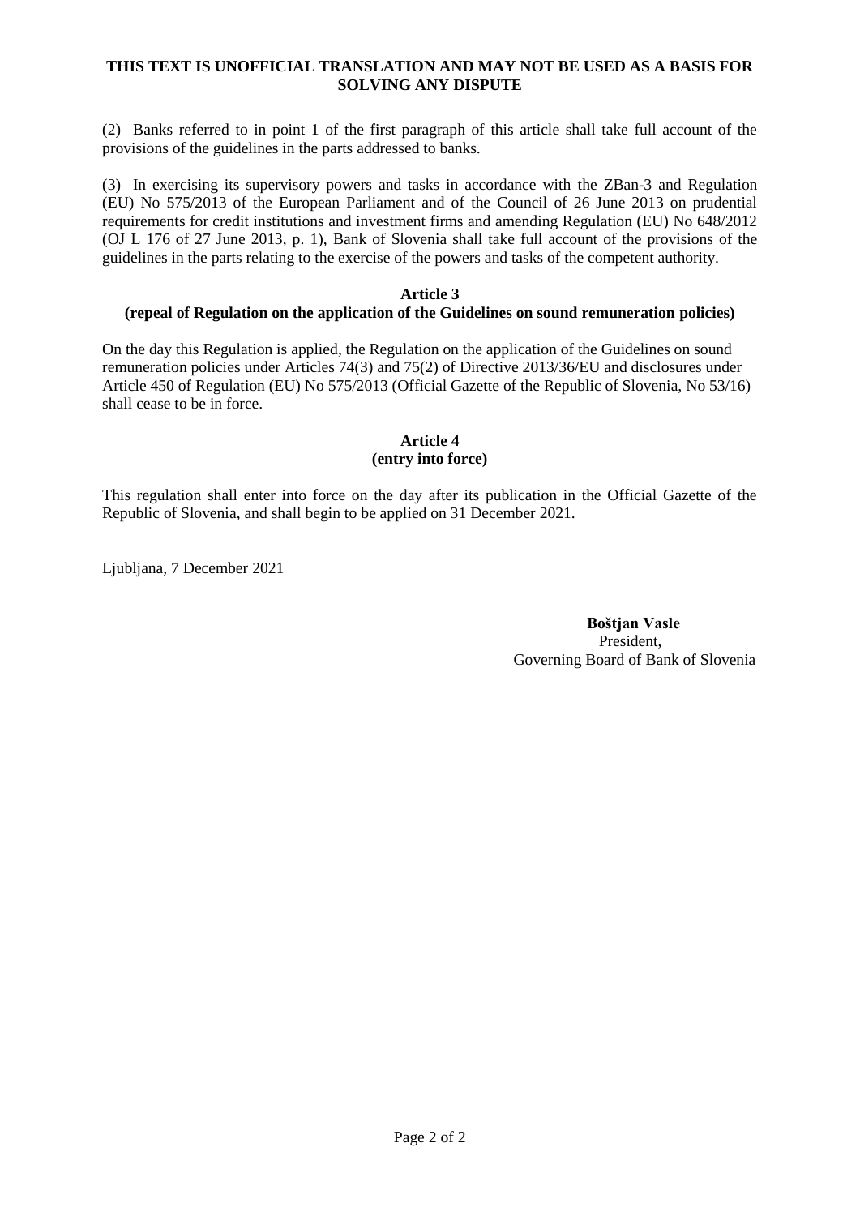**THIS TEXT IS UNOFFICIAL TRANSLATION AND MAY NOT BE USED AS A BASIS FOR SOLVING ANY DISPUTE**

(2) Banks referred to in point 1 of the first paragraph of this article shall take full account of the provisions of the guidelines in the parts addressed to banks.

(3) In exercising its supervisory powers and tasks in accordance with the ZBan-3 and Regulation (EU) No 575/2013 of the European Parliament and of the Council of 26 June 2013 on prudential requirements for credit institutions and investment firms and amending Regulation (EU) No 648/2012 (OJ L 176 of 27 June 2013, p. 1), Bank of Slovenia shall take full account of the provisions of the guidelines in the parts relating to the exercise of the powers and tasks of the competent authority.

**Article 3**
**(repeal of Regulation on the application of the Guidelines on sound remuneration policies)**

On the day this Regulation is applied, the Regulation on the application of the Guidelines on sound remuneration policies under Articles 74(3) and 75(2) of Directive 2013/36/EU and disclosures under Article 450 of Regulation (EU) No 575/2013 (Official Gazette of the Republic of Slovenia, No 53/16) shall cease to be in force.

**Article 4**
**(entry into force)**

This regulation shall enter into force on the day after its publication in the Official Gazette of the Republic of Slovenia, and shall begin to be applied on 31 December 2021.

Ljubljana, 7 December 2021

**Boštjan Vasle**
President,
Governing Board of Bank of Slovenia